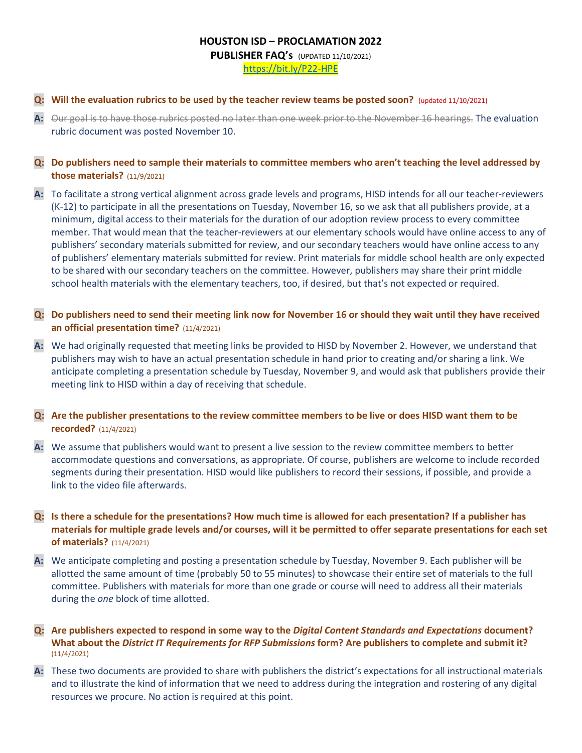# HOUSTON ISD – PROCLAMATION 2022

## PUBLISHER FAQ's (UPDATED 11/10/2021)

https://bit.ly/P22-HPE

**Q: Will the evaluation rubrics to be used by the teacher review teams be posted soon?** (updated 11/10/2021)

**A:** ~~Our goal is to have those rubrics posted no later than one week prior to the November 16 hearings.~~ The evaluation rubric document was posted November 10.

**Q: Do publishers need to sample their materials to committee members who aren't teaching the level addressed by those materials?** (11/9/2021)

**A:** To facilitate a strong vertical alignment across grade levels and programs, HISD intends for all our teacher-reviewers (K-12) to participate in all the presentations on Tuesday, November 16, so we ask that all publishers provide, at a minimum, digital access to their materials for the duration of our adoption review process to every committee member. That would mean that the teacher-reviewers at our elementary schools would have online access to any of publishers' secondary materials submitted for review, and our secondary teachers would have online access to any of publishers' elementary materials submitted for review. Print materials for middle school health are only expected to be shared with our secondary teachers on the committee. However, publishers may share their print middle school health materials with the elementary teachers, too, if desired, but that's not expected or required.

**Q: Do publishers need to send their meeting link now for November 16 or should they wait until they have received an official presentation time?** (11/4/2021)

**A:** We had originally requested that meeting links be provided to HISD by November 2. However, we understand that publishers may wish to have an actual presentation schedule in hand prior to creating and/or sharing a link. We anticipate completing a presentation schedule by Tuesday, November 9, and would ask that publishers provide their meeting link to HISD within a day of receiving that schedule.

**Q: Are the publisher presentations to the review committee members to be live or does HISD want them to be recorded?** (11/4/2021)

**A:** We assume that publishers would want to present a live session to the review committee members to better accommodate questions and conversations, as appropriate. Of course, publishers are welcome to include recorded segments during their presentation. HISD would like publishers to record their sessions, if possible, and provide a link to the video file afterwards.

**Q: Is there a schedule for the presentations? How much time is allowed for each presentation? If a publisher has materials for multiple grade levels and/or courses, will it be permitted to offer separate presentations for each set of materials?** (11/4/2021)

**A:** We anticipate completing and posting a presentation schedule by Tuesday, November 9. Each publisher will be allotted the same amount of time (probably 50 to 55 minutes) to showcase their entire set of materials to the full committee. Publishers with materials for more than one grade or course will need to address all their materials during the *one* block of time allotted.

**Q: Are publishers expected to respond in some way to the *Digital Content Standards and Expectations* document? What about the *District IT Requirements for RFP Submissions* form? Are publishers to complete and submit it?** (11/4/2021)

**A:** These two documents are provided to share with publishers the district's expectations for all instructional materials and to illustrate the kind of information that we need to address during the integration and rostering of any digital resources we procure. No action is required at this point.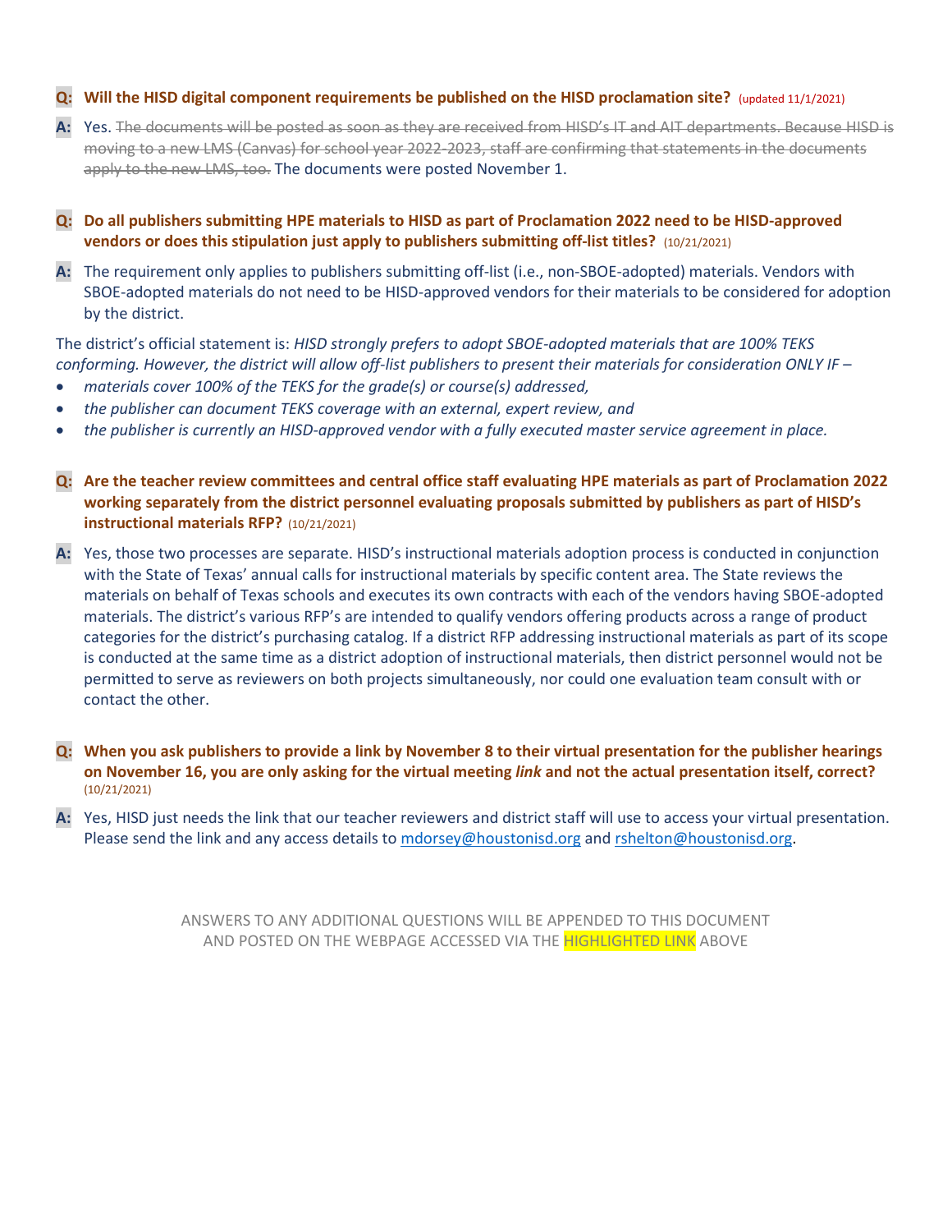**Q: Will the HISD digital component requirements be published on the HISD proclamation site?** (updated 11/1/2021)

**A:** Yes. ~~The documents will be posted as soon as they are received from HISD's IT and AIT departments. Because HISD is moving to a new LMS (Canvas) for school year 2022-2023, staff are confirming that statements in the documents apply to the new LMS, too.~~ The documents were posted November 1.

**Q: Do all publishers submitting HPE materials to HISD as part of Proclamation 2022 need to be HISD-approved vendors or does this stipulation just apply to publishers submitting off-list titles?** (10/21/2021)

**A:** The requirement only applies to publishers submitting off-list (i.e., non-SBOE-adopted) materials. Vendors with SBOE-adopted materials do not need to be HISD-approved vendors for their materials to be considered for adoption by the district.

The district's official statement is: *HISD strongly prefers to adopt SBOE-adopted materials that are 100% TEKS conforming. However, the district will allow off-list publishers to present their materials for consideration ONLY IF –*

- *materials cover 100% of the TEKS for the grade(s) or course(s) addressed,*
- *the publisher can document TEKS coverage with an external, expert review, and*
- *the publisher is currently an HISD-approved vendor with a fully executed master service agreement in place.*

**Q: Are the teacher review committees and central office staff evaluating HPE materials as part of Proclamation 2022 working separately from the district personnel evaluating proposals submitted by publishers as part of HISD's instructional materials RFP?** (10/21/2021)

**A:** Yes, those two processes are separate. HISD's instructional materials adoption process is conducted in conjunction with the State of Texas' annual calls for instructional materials by specific content area. The State reviews the materials on behalf of Texas schools and executes its own contracts with each of the vendors having SBOE-adopted materials. The district's various RFP's are intended to qualify vendors offering products across a range of product categories for the district's purchasing catalog. If a district RFP addressing instructional materials as part of its scope is conducted at the same time as a district adoption of instructional materials, then district personnel would not be permitted to serve as reviewers on both projects simultaneously, nor could one evaluation team consult with or contact the other.

**Q: When you ask publishers to provide a link by November 8 to their virtual presentation for the publisher hearings on November 16, you are only asking for the virtual meeting *link* and not the actual presentation itself, correct?** (10/21/2021)

**A:** Yes, HISD just needs the link that our teacher reviewers and district staff will use to access your virtual presentation. Please send the link and any access details to mdorsey@houstonisd.org and rshelton@houstonisd.org.

ANSWERS TO ANY ADDITIONAL QUESTIONS WILL BE APPENDED TO THIS DOCUMENT AND POSTED ON THE WEBPAGE ACCESSED VIA THE HIGHLIGHTED LINK ABOVE